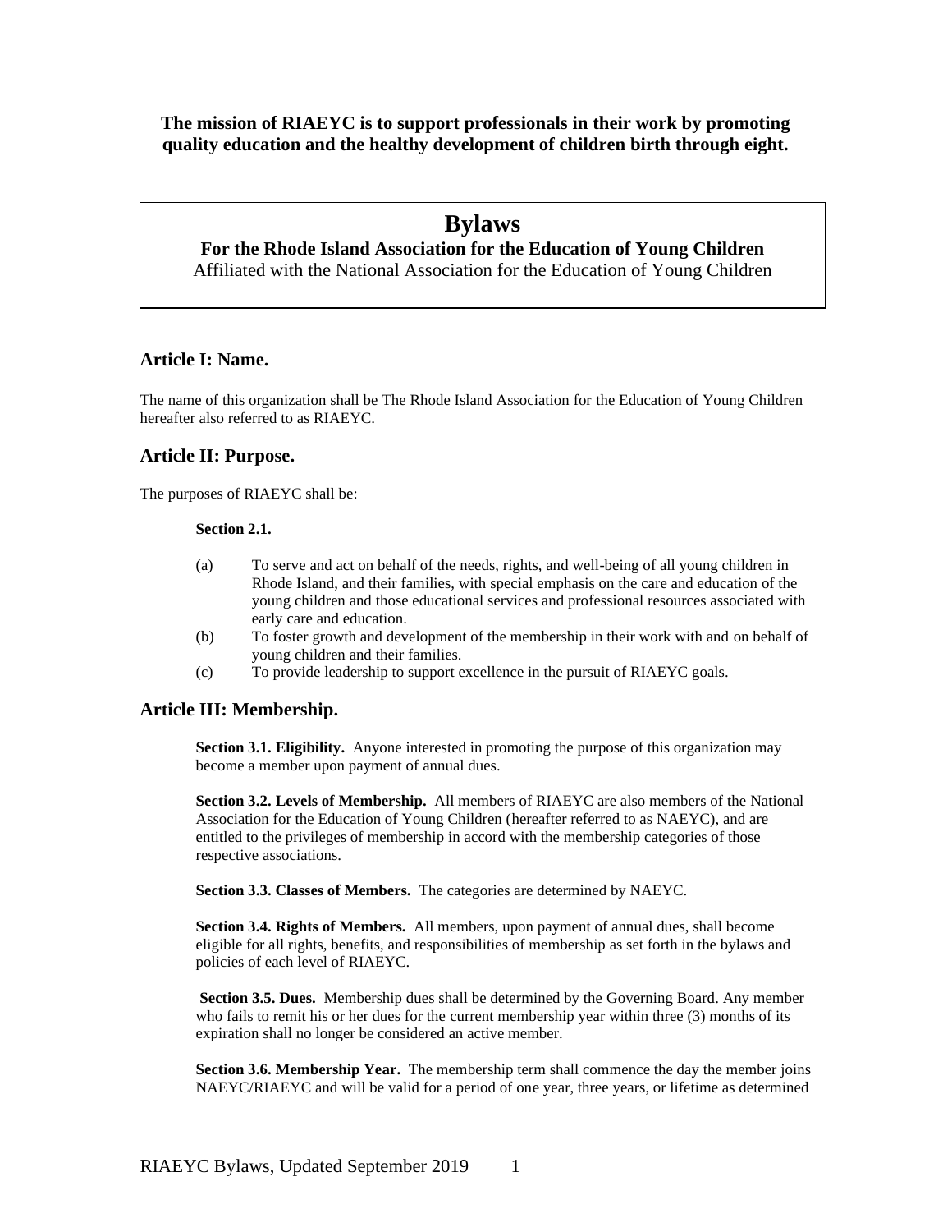**The mission of RIAEYC is to support professionals in their work by promoting quality education and the healthy development of children birth through eight.**

# Bylaws

**For the Rhode Island Association for the Education of Young Children**

Affiliated with the National Association for the Education of Young Children

## Article I: Name.

The name of this organization shall be The Rhode Island Association for the Education of Young Children hereafter also referred to as RIAEYC.

## Article II: Purpose.

The purposes of RIAEYC shall be:

**Section 2.1.**

(a) To serve and act on behalf of the needs, rights, and well-being of all young children in Rhode Island, and their families, with special emphasis on the care and education of the young children and those educational services and professional resources associated with early care and education.

(b) To foster growth and development of the membership in their work with and on behalf of young children and their families.

(c) To provide leadership to support excellence in the pursuit of RIAEYC goals.

## Article III: Membership.

**Section 3.1. Eligibility.** Anyone interested in promoting the purpose of this organization may become a member upon payment of annual dues.

**Section 3.2. Levels of Membership.** All members of RIAEYC are also members of the National Association for the Education of Young Children (hereafter referred to as NAEYC), and are entitled to the privileges of membership in accord with the membership categories of those respective associations.

**Section 3.3. Classes of Members.** The categories are determined by NAEYC.

**Section 3.4. Rights of Members.** All members, upon payment of annual dues, shall become eligible for all rights, benefits, and responsibilities of membership as set forth in the bylaws and policies of each level of RIAEYC.

**Section 3.5. Dues.** Membership dues shall be determined by the Governing Board. Any member who fails to remit his or her dues for the current membership year within three (3) months of its expiration shall no longer be considered an active member.

**Section 3.6. Membership Year.** The membership term shall commence the day the member joins NAEYC/RIAEYC and will be valid for a period of one year, three years, or lifetime as determined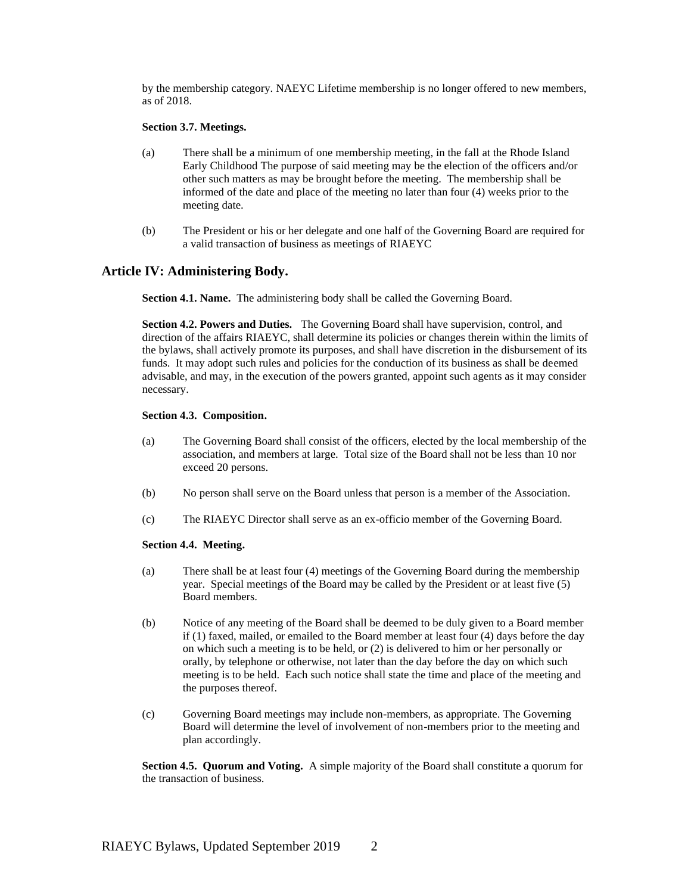by the membership category. NAEYC Lifetime membership is no longer offered to new members, as of 2018.

**Section 3.7. Meetings.**

(a) There shall be a minimum of one membership meeting, in the fall at the Rhode Island Early Childhood The purpose of said meeting may be the election of the officers and/or other such matters as may be brought before the meeting. The membership shall be informed of the date and place of the meeting no later than four (4) weeks prior to the meeting date.

(b) The President or his or her delegate and one half of the Governing Board are required for a valid transaction of business as meetings of RIAEYC

## Article IV: Administering Body.

**Section 4.1. Name.** The administering body shall be called the Governing Board.

**Section 4.2. Powers and Duties.** The Governing Board shall have supervision, control, and direction of the affairs RIAEYC, shall determine its policies or changes therein within the limits of the bylaws, shall actively promote its purposes, and shall have discretion in the disbursement of its funds. It may adopt such rules and policies for the conduction of its business as shall be deemed advisable, and may, in the execution of the powers granted, appoint such agents as it may consider necessary.

**Section 4.3. Composition.**

(a) The Governing Board shall consist of the officers, elected by the local membership of the association, and members at large. Total size of the Board shall not be less than 10 nor exceed 20 persons.

(b) No person shall serve on the Board unless that person is a member of the Association.

(c) The RIAEYC Director shall serve as an ex-officio member of the Governing Board.

**Section 4.4. Meeting.**

(a) There shall be at least four (4) meetings of the Governing Board during the membership year. Special meetings of the Board may be called by the President or at least five (5) Board members.

(b) Notice of any meeting of the Board shall be deemed to be duly given to a Board member if (1) faxed, mailed, or emailed to the Board member at least four (4) days before the day on which such a meeting is to be held, or (2) is delivered to him or her personally or orally, by telephone or otherwise, not later than the day before the day on which such meeting is to be held. Each such notice shall state the time and place of the meeting and the purposes thereof.

(c) Governing Board meetings may include non-members, as appropriate. The Governing Board will determine the level of involvement of non-members prior to the meeting and plan accordingly.

**Section 4.5. Quorum and Voting.** A simple majority of the Board shall constitute a quorum for the transaction of business.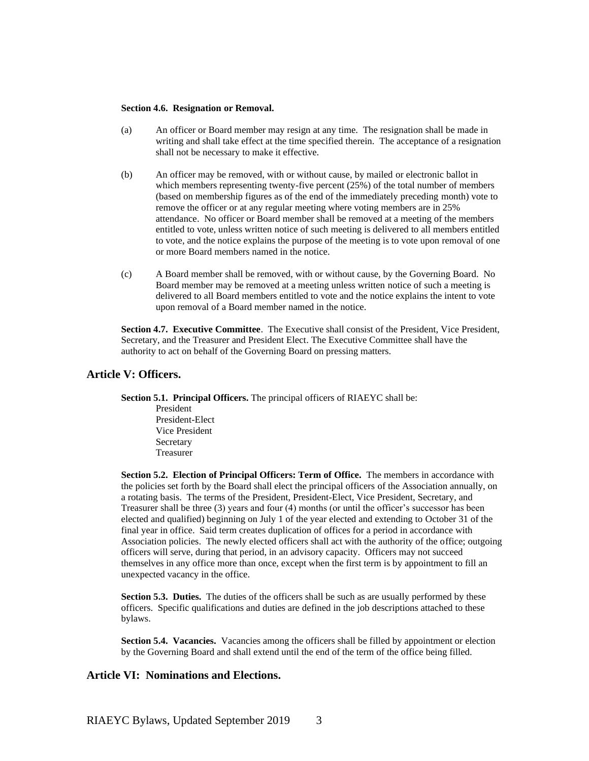**Section 4.6. Resignation or Removal.**

(a) An officer or Board member may resign at any time. The resignation shall be made in writing and shall take effect at the time specified therein. The acceptance of a resignation shall not be necessary to make it effective.

(b) An officer may be removed, with or without cause, by mailed or electronic ballot in which members representing twenty-five percent (25%) of the total number of members (based on membership figures as of the end of the immediately preceding month) vote to remove the officer or at any regular meeting where voting members are in 25% attendance. No officer or Board member shall be removed at a meeting of the members entitled to vote, unless written notice of such meeting is delivered to all members entitled to vote, and the notice explains the purpose of the meeting is to vote upon removal of one or more Board members named in the notice.

(c) A Board member shall be removed, with or without cause, by the Governing Board. No Board member may be removed at a meeting unless written notice of such a meeting is delivered to all Board members entitled to vote and the notice explains the intent to vote upon removal of a Board member named in the notice.

**Section 4.7. Executive Committee**. The Executive shall consist of the President, Vice President, Secretary, and the Treasurer and President Elect. The Executive Committee shall have the authority to act on behalf of the Governing Board on pressing matters.

## Article V: Officers.

**Section 5.1. Principal Officers.** The principal officers of RIAEYC shall be:

President
President-Elect
Vice President
Secretary
Treasurer

**Section 5.2. Election of Principal Officers: Term of Office.** The members in accordance with the policies set forth by the Board shall elect the principal officers of the Association annually, on a rotating basis. The terms of the President, President-Elect, Vice President, Secretary, and Treasurer shall be three (3) years and four (4) months (or until the officer's successor has been elected and qualified) beginning on July 1 of the year elected and extending to October 31 of the final year in office. Said term creates duplication of offices for a period in accordance with Association policies. The newly elected officers shall act with the authority of the office; outgoing officers will serve, during that period, in an advisory capacity. Officers may not succeed themselves in any office more than once, except when the first term is by appointment to fill an unexpected vacancy in the office.

**Section 5.3. Duties.** The duties of the officers shall be such as are usually performed by these officers. Specific qualifications and duties are defined in the job descriptions attached to these bylaws.

**Section 5.4. Vacancies.** Vacancies among the officers shall be filled by appointment or election by the Governing Board and shall extend until the end of the term of the office being filled.

## Article VI: Nominations and Elections.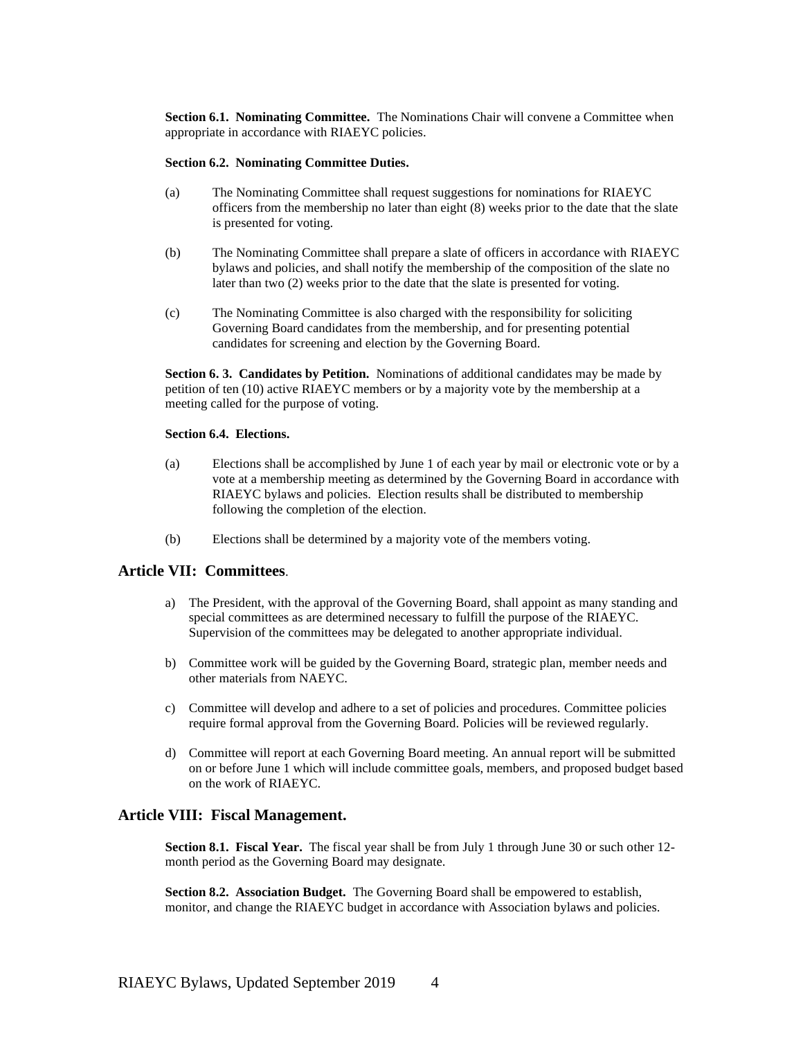**Section 6.1. Nominating Committee.** The Nominations Chair will convene a Committee when appropriate in accordance with RIAEYC policies.

**Section 6.2. Nominating Committee Duties.**

(a) The Nominating Committee shall request suggestions for nominations for RIAEYC officers from the membership no later than eight (8) weeks prior to the date that the slate is presented for voting.

(b) The Nominating Committee shall prepare a slate of officers in accordance with RIAEYC bylaws and policies, and shall notify the membership of the composition of the slate no later than two (2) weeks prior to the date that the slate is presented for voting.

(c) The Nominating Committee is also charged with the responsibility for soliciting Governing Board candidates from the membership, and for presenting potential candidates for screening and election by the Governing Board.

**Section 6. 3. Candidates by Petition.** Nominations of additional candidates may be made by petition of ten (10) active RIAEYC members or by a majority vote by the membership at a meeting called for the purpose of voting.

**Section 6.4. Elections.**

(a) Elections shall be accomplished by June 1 of each year by mail or electronic vote or by a vote at a membership meeting as determined by the Governing Board in accordance with RIAEYC bylaws and policies. Election results shall be distributed to membership following the completion of the election.

(b) Elections shall be determined by a majority vote of the members voting.

## Article VII: Committees.

a) The President, with the approval of the Governing Board, shall appoint as many standing and special committees as are determined necessary to fulfill the purpose of the RIAEYC. Supervision of the committees may be delegated to another appropriate individual.

b) Committee work will be guided by the Governing Board, strategic plan, member needs and other materials from NAEYC.

c) Committee will develop and adhere to a set of policies and procedures. Committee policies require formal approval from the Governing Board. Policies will be reviewed regularly.

d) Committee will report at each Governing Board meeting. An annual report will be submitted on or before June 1 which will include committee goals, members, and proposed budget based on the work of RIAEYC.

## Article VIII: Fiscal Management.

**Section 8.1. Fiscal Year.** The fiscal year shall be from July 1 through June 30 or such other 12-month period as the Governing Board may designate.

**Section 8.2. Association Budget.** The Governing Board shall be empowered to establish, monitor, and change the RIAEYC budget in accordance with Association bylaws and policies.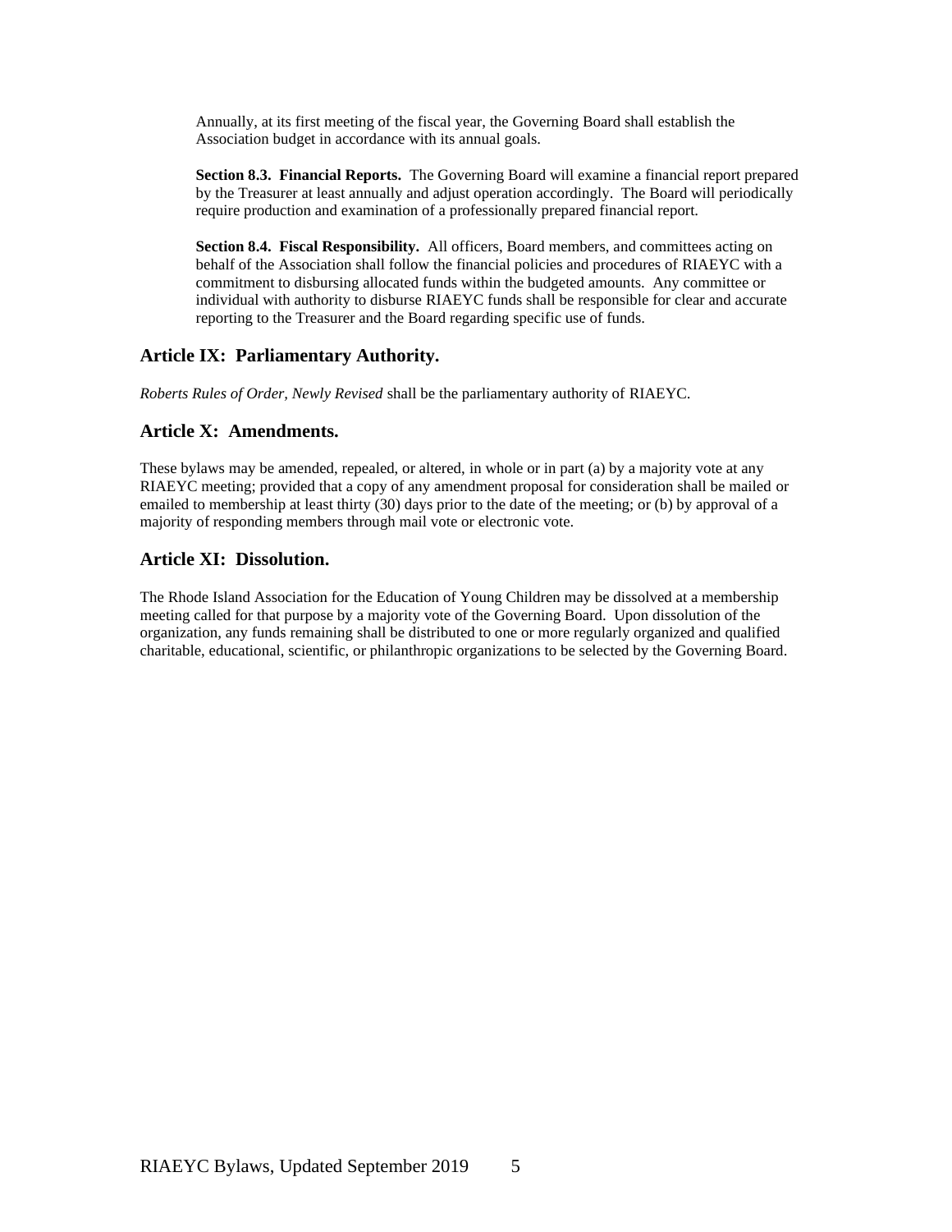Annually, at its first meeting of the fiscal year, the Governing Board shall establish the Association budget in accordance with its annual goals.

**Section 8.3. Financial Reports.** The Governing Board will examine a financial report prepared by the Treasurer at least annually and adjust operation accordingly. The Board will periodically require production and examination of a professionally prepared financial report.

**Section 8.4. Fiscal Responsibility.** All officers, Board members, and committees acting on behalf of the Association shall follow the financial policies and procedures of RIAEYC with a commitment to disbursing allocated funds within the budgeted amounts. Any committee or individual with authority to disburse RIAEYC funds shall be responsible for clear and accurate reporting to the Treasurer and the Board regarding specific use of funds.

## Article IX: Parliamentary Authority.

*Roberts Rules of Order, Newly Revised* shall be the parliamentary authority of RIAEYC.

## Article X: Amendments.

These bylaws may be amended, repealed, or altered, in whole or in part (a) by a majority vote at any RIAEYC meeting; provided that a copy of any amendment proposal for consideration shall be mailed or emailed to membership at least thirty (30) days prior to the date of the meeting; or (b) by approval of a majority of responding members through mail vote or electronic vote.

## Article XI: Dissolution.

The Rhode Island Association for the Education of Young Children may be dissolved at a membership meeting called for that purpose by a majority vote of the Governing Board. Upon dissolution of the organization, any funds remaining shall be distributed to one or more regularly organized and qualified charitable, educational, scientific, or philanthropic organizations to be selected by the Governing Board.